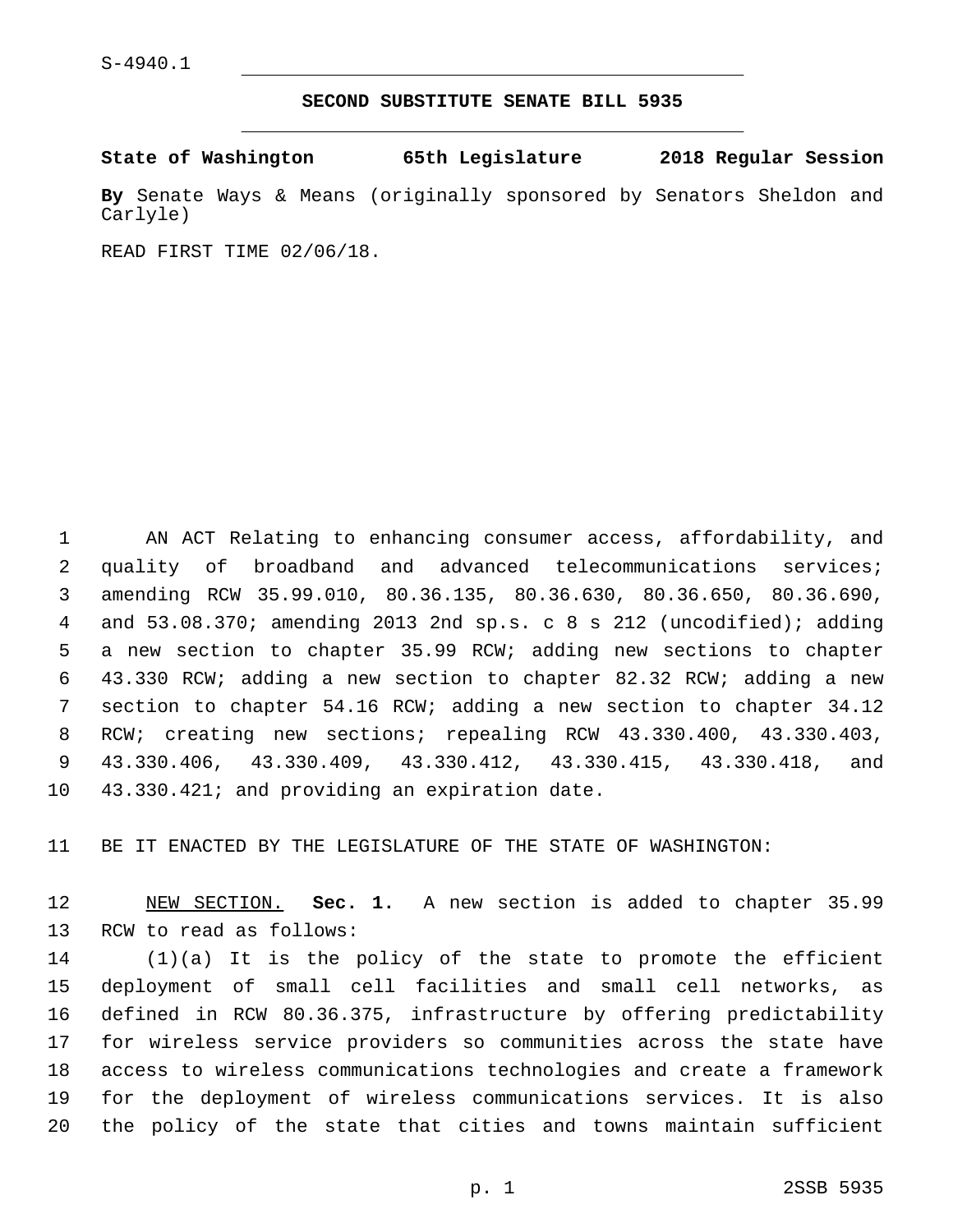S-4940.1

# SECOND SUBSTITUTE SENATE BILL 5935

**State of Washington 65th Legislature 2018 Regular Session**

**By** Senate Ways & Means (originally sponsored by Senators Sheldon and Carlyle)

READ FIRST TIME 02/06/18.

AN ACT Relating to enhancing consumer access, affordability, and quality of broadband and advanced telecommunications services; amending RCW 35.99.010, 80.36.135, 80.36.630, 80.36.650, 80.36.690, and 53.08.370; amending 2013 2nd sp.s. c 8 s 212 (uncodified); adding a new section to chapter 35.99 RCW; adding new sections to chapter 43.330 RCW; adding a new section to chapter 82.32 RCW; adding a new section to chapter 54.16 RCW; adding a new section to chapter 34.12 RCW; creating new sections; repealing RCW 43.330.400, 43.330.403, 43.330.406, 43.330.409, 43.330.412, 43.330.415, 43.330.418, and 43.330.421; and providing an expiration date.

BE IT ENACTED BY THE LEGISLATURE OF THE STATE OF WASHINGTON:

NEW SECTION. **Sec. 1.** A new section is added to chapter 35.99 RCW to read as follows:

(1)(a) It is the policy of the state to promote the efficient deployment of small cell facilities and small cell networks, as defined in RCW 80.36.375, infrastructure by offering predictability for wireless service providers so communities across the state have access to wireless communications technologies and create a framework for the deployment of wireless communications services. It is also the policy of the state that cities and towns maintain sufficient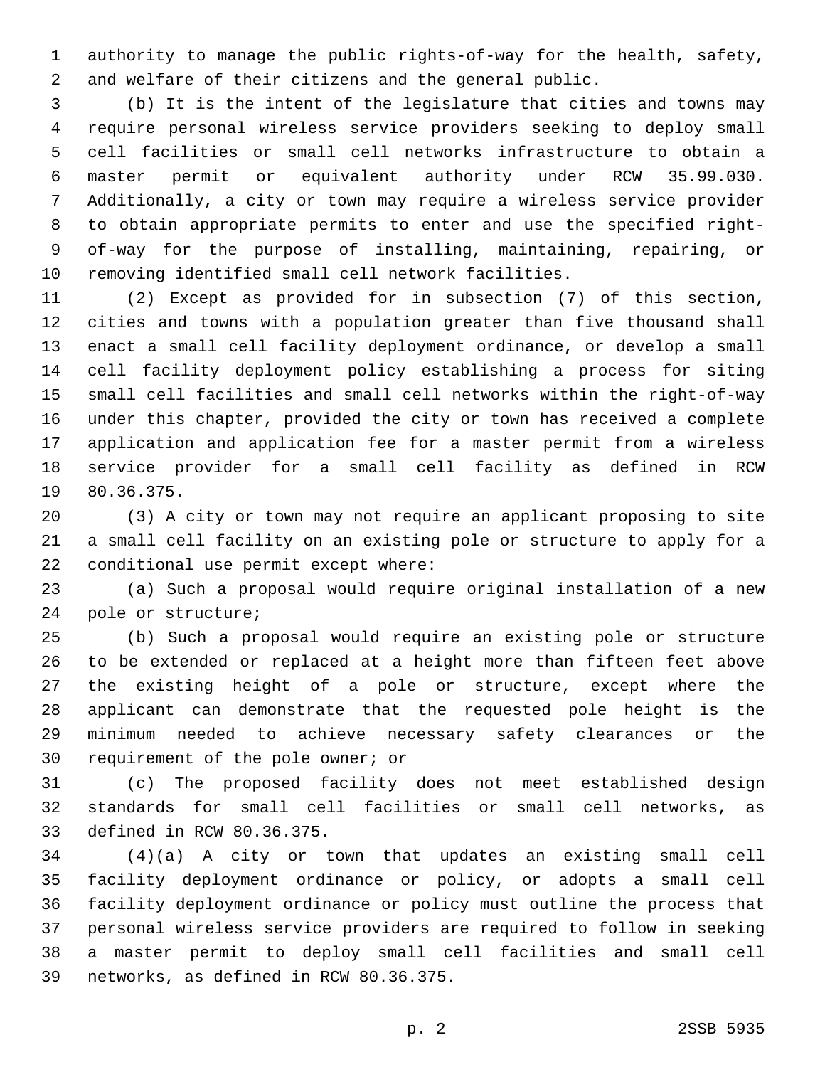authority to manage the public rights-of-way for the health, safety, and welfare of their citizens and the general public.

(b) It is the intent of the legislature that cities and towns may require personal wireless service providers seeking to deploy small cell facilities or small cell networks infrastructure to obtain a master permit or equivalent authority under RCW 35.99.030. Additionally, a city or town may require a wireless service provider to obtain appropriate permits to enter and use the specified right-of-way for the purpose of installing, maintaining, repairing, or removing identified small cell network facilities.

(2) Except as provided for in subsection (7) of this section, cities and towns with a population greater than five thousand shall enact a small cell facility deployment ordinance, or develop a small cell facility deployment policy establishing a process for siting small cell facilities and small cell networks within the right-of-way under this chapter, provided the city or town has received a complete application and application fee for a master permit from a wireless service provider for a small cell facility as defined in RCW 80.36.375.

(3) A city or town may not require an applicant proposing to site a small cell facility on an existing pole or structure to apply for a conditional use permit except where:

(a) Such a proposal would require original installation of a new pole or structure;

(b) Such a proposal would require an existing pole or structure to be extended or replaced at a height more than fifteen feet above the existing height of a pole or structure, except where the applicant can demonstrate that the requested pole height is the minimum needed to achieve necessary safety clearances or the requirement of the pole owner; or

(c) The proposed facility does not meet established design standards for small cell facilities or small cell networks, as defined in RCW 80.36.375.

(4)(a) A city or town that updates an existing small cell facility deployment ordinance or policy, or adopts a small cell facility deployment ordinance or policy must outline the process that personal wireless service providers are required to follow in seeking a master permit to deploy small cell facilities and small cell networks, as defined in RCW 80.36.375.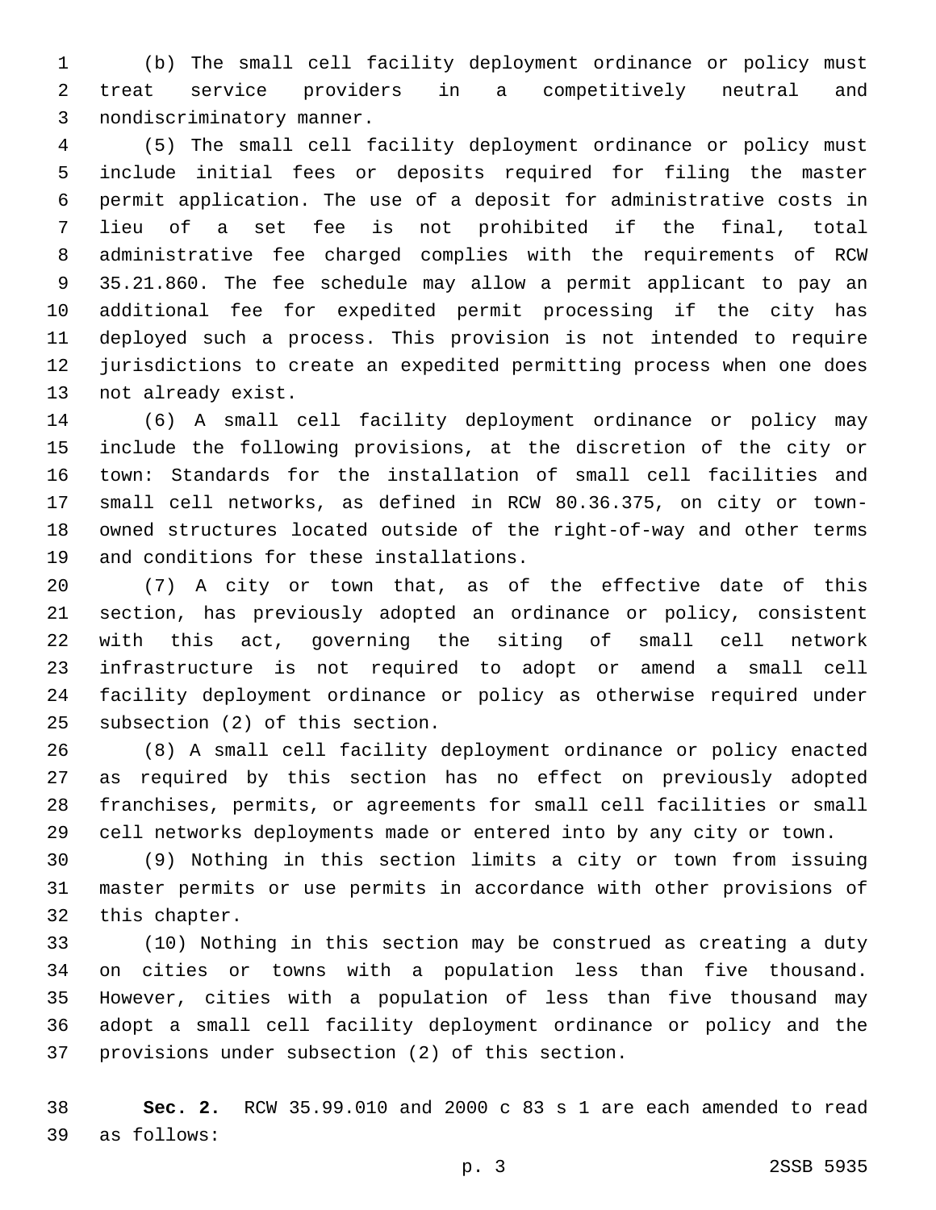(b) The small cell facility deployment ordinance or policy must treat service providers in a competitively neutral and nondiscriminatory manner.

(5) The small cell facility deployment ordinance or policy must include initial fees or deposits required for filing the master permit application. The use of a deposit for administrative costs in lieu of a set fee is not prohibited if the final, total administrative fee charged complies with the requirements of RCW 35.21.860. The fee schedule may allow a permit applicant to pay an additional fee for expedited permit processing if the city has deployed such a process. This provision is not intended to require jurisdictions to create an expedited permitting process when one does not already exist.

(6) A small cell facility deployment ordinance or policy may include the following provisions, at the discretion of the city or town: Standards for the installation of small cell facilities and small cell networks, as defined in RCW 80.36.375, on city or town-owned structures located outside of the right-of-way and other terms and conditions for these installations.

(7) A city or town that, as of the effective date of this section, has previously adopted an ordinance or policy, consistent with this act, governing the siting of small cell network infrastructure is not required to adopt or amend a small cell facility deployment ordinance or policy as otherwise required under subsection (2) of this section.

(8) A small cell facility deployment ordinance or policy enacted as required by this section has no effect on previously adopted franchises, permits, or agreements for small cell facilities or small cell networks deployments made or entered into by any city or town.

(9) Nothing in this section limits a city or town from issuing master permits or use permits in accordance with other provisions of this chapter.

(10) Nothing in this section may be construed as creating a duty on cities or towns with a population less than five thousand. However, cities with a population of less than five thousand may adopt a small cell facility deployment ordinance or policy and the provisions under subsection (2) of this section.

**Sec. 2.** RCW 35.99.010 and 2000 c 83 s 1 are each amended to read as follows: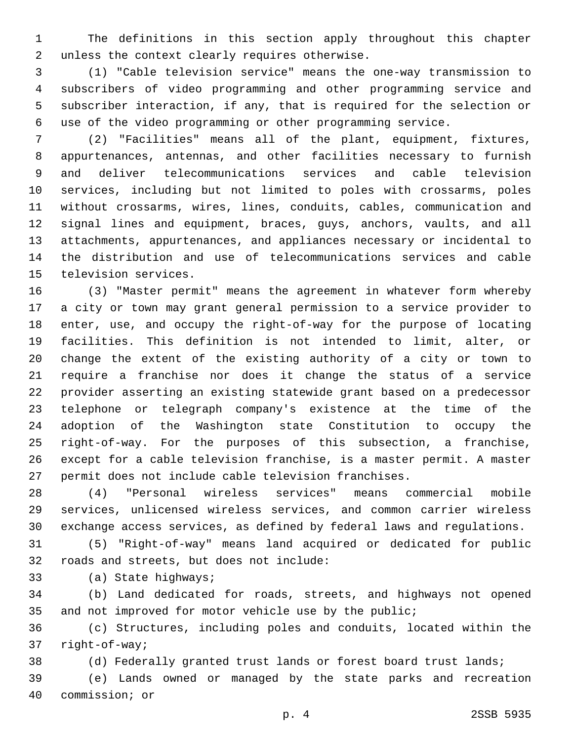The definitions in this section apply throughout this chapter unless the context clearly requires otherwise.

(1) "Cable television service" means the one-way transmission to subscribers of video programming and other programming service and subscriber interaction, if any, that is required for the selection or use of the video programming or other programming service.

(2) "Facilities" means all of the plant, equipment, fixtures, appurtenances, antennas, and other facilities necessary to furnish and deliver telecommunications services and cable television services, including but not limited to poles with crossarms, poles without crossarms, wires, lines, conduits, cables, communication and signal lines and equipment, braces, guys, anchors, vaults, and all attachments, appurtenances, and appliances necessary or incidental to the distribution and use of telecommunications services and cable television services.

(3) "Master permit" means the agreement in whatever form whereby a city or town may grant general permission to a service provider to enter, use, and occupy the right-of-way for the purpose of locating facilities. This definition is not intended to limit, alter, or change the extent of the existing authority of a city or town to require a franchise nor does it change the status of a service provider asserting an existing statewide grant based on a predecessor telephone or telegraph company's existence at the time of the adoption of the Washington state Constitution to occupy the right-of-way. For the purposes of this subsection, a franchise, except for a cable television franchise, is a master permit. A master permit does not include cable television franchises.

(4) "Personal wireless services" means commercial mobile services, unlicensed wireless services, and common carrier wireless exchange access services, as defined by federal laws and regulations.

(5) "Right-of-way" means land acquired or dedicated for public roads and streets, but does not include:

(a) State highways;

(b) Land dedicated for roads, streets, and highways not opened and not improved for motor vehicle use by the public;

(c) Structures, including poles and conduits, located within the right-of-way;

(d) Federally granted trust lands or forest board trust lands;

(e) Lands owned or managed by the state parks and recreation commission; or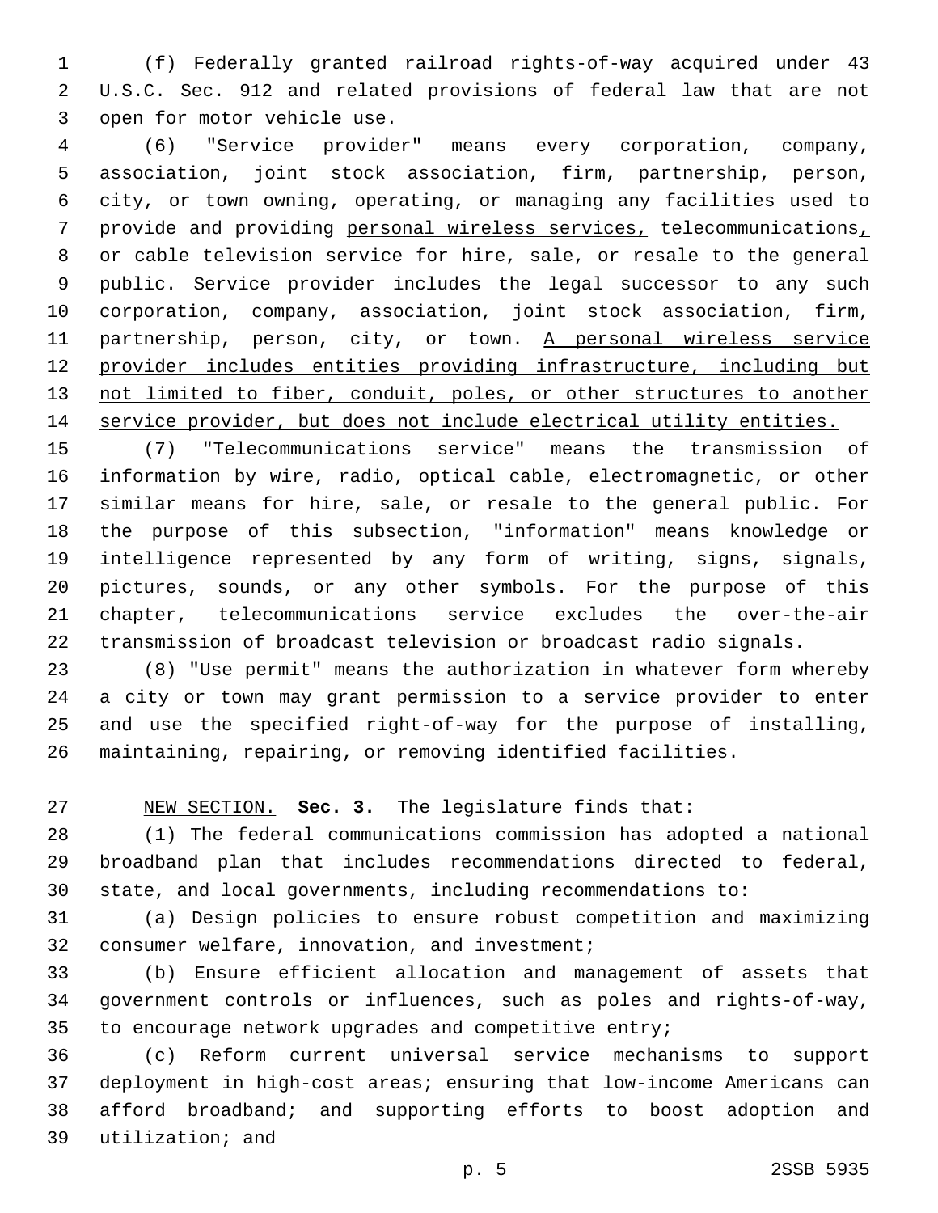(f) Federally granted railroad rights-of-way acquired under 43 U.S.C. Sec. 912 and related provisions of federal law that are not open for motor vehicle use.

(6) "Service provider" means every corporation, company, association, joint stock association, firm, partnership, person, city, or town owning, operating, or managing any facilities used to provide and providing <u>personal wireless services,</u> telecommunications<u>,</u> or cable television service for hire, sale, or resale to the general public. Service provider includes the legal successor to any such corporation, company, association, joint stock association, firm, partnership, person, city, or town. <u>A personal wireless service provider includes entities providing infrastructure, including but not limited to fiber, conduit, poles, or other structures to another service provider, but does not include electrical utility entities.</u>

(7) "Telecommunications service" means the transmission of information by wire, radio, optical cable, electromagnetic, or other similar means for hire, sale, or resale to the general public. For the purpose of this subsection, "information" means knowledge or intelligence represented by any form of writing, signs, signals, pictures, sounds, or any other symbols. For the purpose of this chapter, telecommunications service excludes the over-the-air transmission of broadcast television or broadcast radio signals.

(8) "Use permit" means the authorization in whatever form whereby a city or town may grant permission to a service provider to enter and use the specified right-of-way for the purpose of installing, maintaining, repairing, or removing identified facilities.

<u>NEW SECTION.</u> **Sec. 3.** The legislature finds that:

(1) The federal communications commission has adopted a national broadband plan that includes recommendations directed to federal, state, and local governments, including recommendations to:

(a) Design policies to ensure robust competition and maximizing consumer welfare, innovation, and investment;

(b) Ensure efficient allocation and management of assets that government controls or influences, such as poles and rights-of-way, to encourage network upgrades and competitive entry;

(c) Reform current universal service mechanisms to support deployment in high-cost areas; ensuring that low-income Americans can afford broadband; and supporting efforts to boost adoption and utilization; and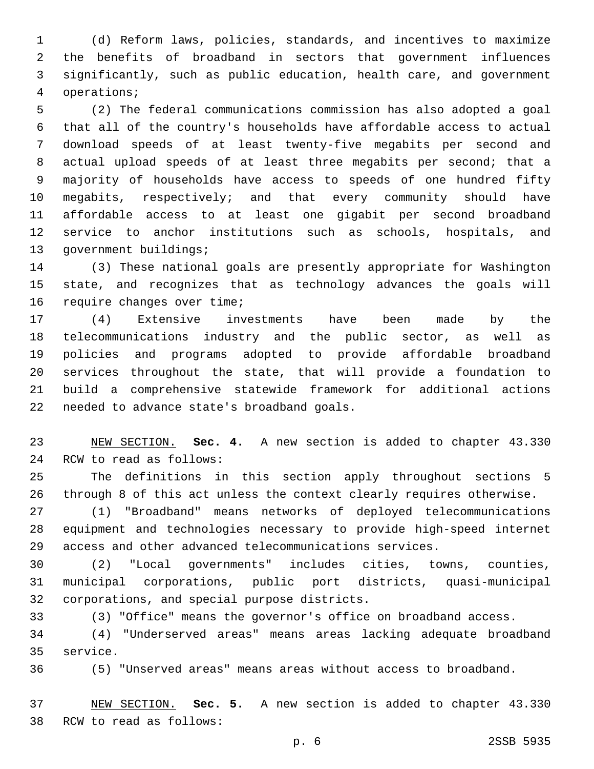(d) Reform laws, policies, standards, and incentives to maximize the benefits of broadband in sectors that government influences significantly, such as public education, health care, and government operations;

(2) The federal communications commission has also adopted a goal that all of the country's households have affordable access to actual download speeds of at least twenty-five megabits per second and actual upload speeds of at least three megabits per second; that a majority of households have access to speeds of one hundred fifty megabits, respectively; and that every community should have affordable access to at least one gigabit per second broadband service to anchor institutions such as schools, hospitals, and government buildings;

(3) These national goals are presently appropriate for Washington state, and recognizes that as technology advances the goals will require changes over time;

(4) Extensive investments have been made by the telecommunications industry and the public sector, as well as policies and programs adopted to provide affordable broadband services throughout the state, that will provide a foundation to build a comprehensive statewide framework for additional actions needed to advance state's broadband goals.

NEW SECTION. **Sec. 4.** A new section is added to chapter 43.330 RCW to read as follows:

The definitions in this section apply throughout sections 5 through 8 of this act unless the context clearly requires otherwise.

(1) "Broadband" means networks of deployed telecommunications equipment and technologies necessary to provide high-speed internet access and other advanced telecommunications services.

(2) "Local governments" includes cities, towns, counties, municipal corporations, public port districts, quasi-municipal corporations, and special purpose districts.

(3) "Office" means the governor's office on broadband access.

(4) "Underserved areas" means areas lacking adequate broadband service.

(5) "Unserved areas" means areas without access to broadband.

NEW SECTION. **Sec. 5.** A new section is added to chapter 43.330 RCW to read as follows: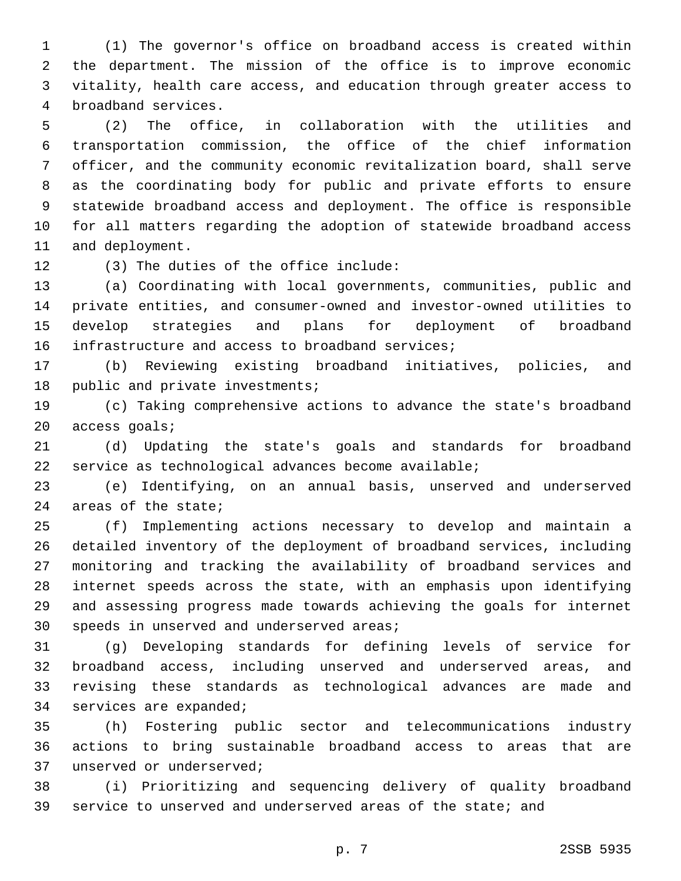(1) The governor's office on broadband access is created within the department. The mission of the office is to improve economic vitality, health care access, and education through greater access to broadband services.

(2) The office, in collaboration with the utilities and transportation commission, the office of the chief information officer, and the community economic revitalization board, shall serve as the coordinating body for public and private efforts to ensure statewide broadband access and deployment. The office is responsible for all matters regarding the adoption of statewide broadband access and deployment.

(3) The duties of the office include:

(a) Coordinating with local governments, communities, public and private entities, and consumer-owned and investor-owned utilities to develop strategies and plans for deployment of broadband infrastructure and access to broadband services;

(b) Reviewing existing broadband initiatives, policies, and public and private investments;

(c) Taking comprehensive actions to advance the state's broadband access goals;

(d) Updating the state's goals and standards for broadband service as technological advances become available;

(e) Identifying, on an annual basis, unserved and underserved areas of the state;

(f) Implementing actions necessary to develop and maintain a detailed inventory of the deployment of broadband services, including monitoring and tracking the availability of broadband services and internet speeds across the state, with an emphasis upon identifying and assessing progress made towards achieving the goals for internet speeds in unserved and underserved areas;

(g) Developing standards for defining levels of service for broadband access, including unserved and underserved areas, and revising these standards as technological advances are made and services are expanded;

(h) Fostering public sector and telecommunications industry actions to bring sustainable broadband access to areas that are unserved or underserved;

(i) Prioritizing and sequencing delivery of quality broadband service to unserved and underserved areas of the state; and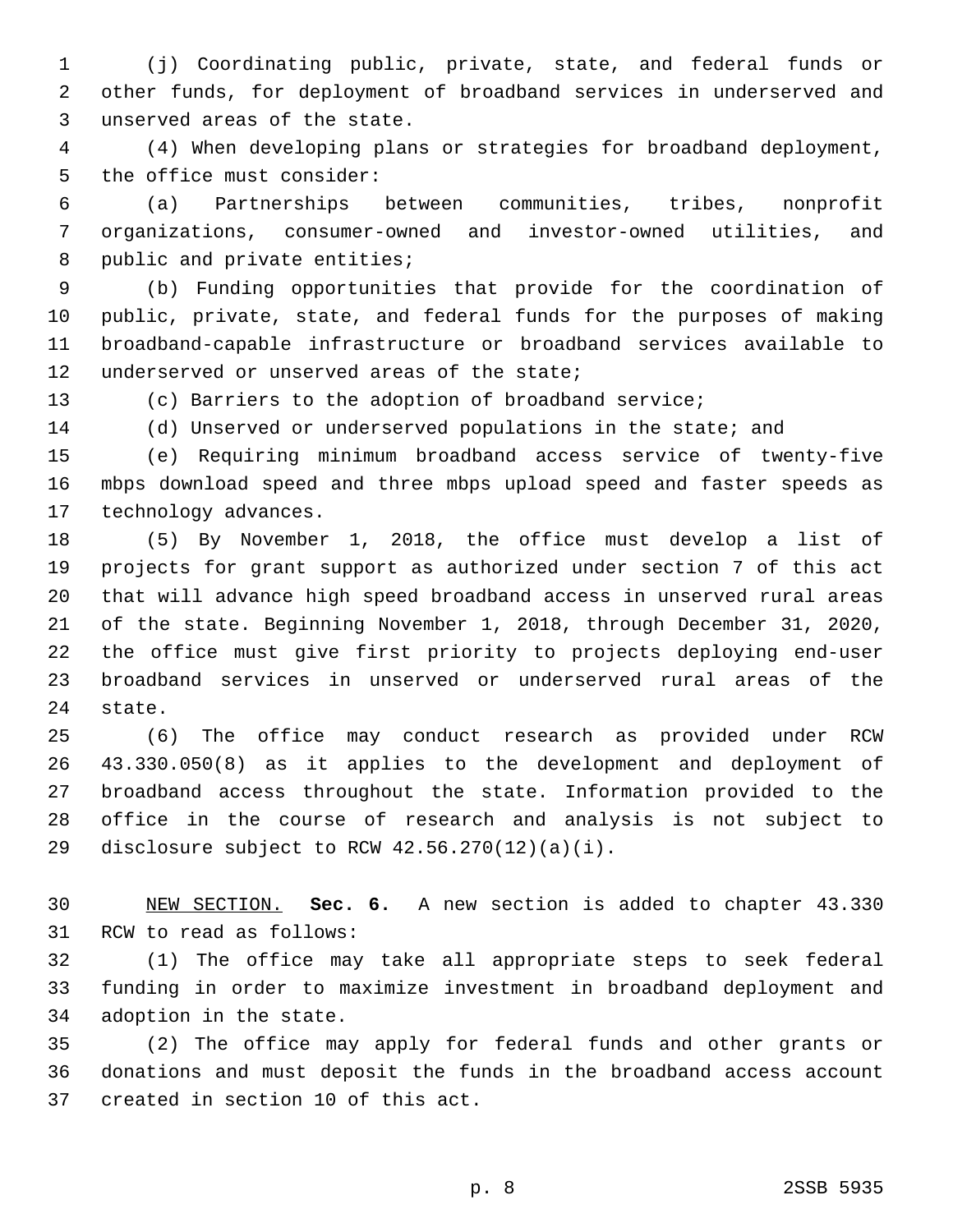(j) Coordinating public, private, state, and federal funds or other funds, for deployment of broadband services in underserved and unserved areas of the state.

(4) When developing plans or strategies for broadband deployment, the office must consider:

(a) Partnerships between communities, tribes, nonprofit organizations, consumer-owned and investor-owned utilities, and public and private entities;

(b) Funding opportunities that provide for the coordination of public, private, state, and federal funds for the purposes of making broadband-capable infrastructure or broadband services available to underserved or unserved areas of the state;

(c) Barriers to the adoption of broadband service;

(d) Unserved or underserved populations in the state; and

(e) Requiring minimum broadband access service of twenty-five mbps download speed and three mbps upload speed and faster speeds as technology advances.

(5) By November 1, 2018, the office must develop a list of projects for grant support as authorized under section 7 of this act that will advance high speed broadband access in unserved rural areas of the state. Beginning November 1, 2018, through December 31, 2020, the office must give first priority to projects deploying end-user broadband services in unserved or underserved rural areas of the state.

(6) The office may conduct research as provided under RCW 43.330.050(8) as it applies to the development and deployment of broadband access throughout the state. Information provided to the office in the course of research and analysis is not subject to disclosure subject to RCW 42.56.270(12)(a)(i).

NEW SECTION. **Sec. 6.** A new section is added to chapter 43.330 RCW to read as follows:

(1) The office may take all appropriate steps to seek federal funding in order to maximize investment in broadband deployment and adoption in the state.

(2) The office may apply for federal funds and other grants or donations and must deposit the funds in the broadband access account created in section 10 of this act.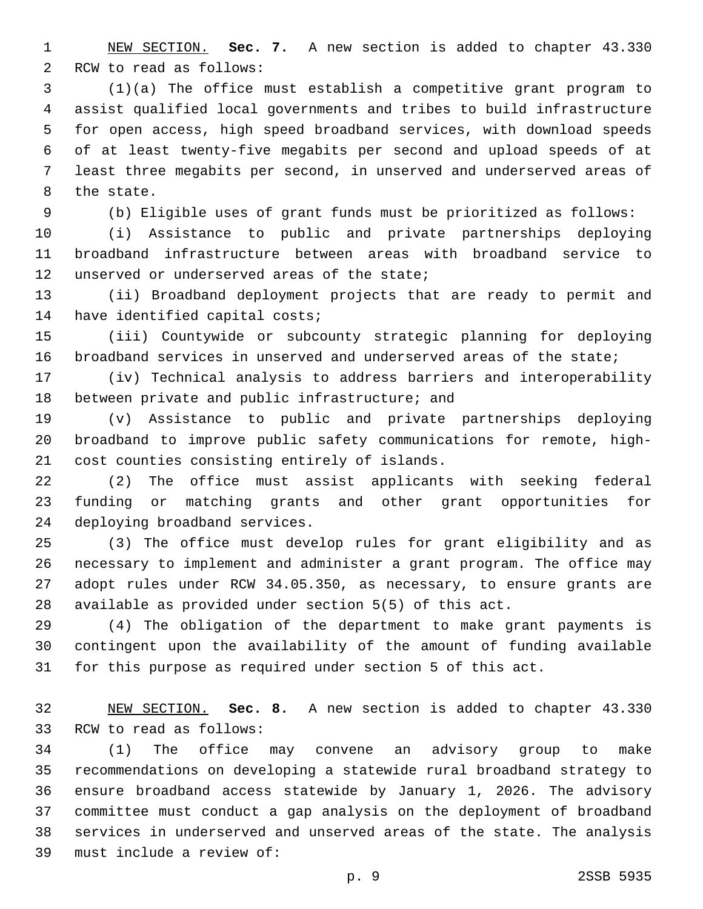NEW SECTION. **Sec. 7.** A new section is added to chapter 43.330 RCW to read as follows:

(1)(a) The office must establish a competitive grant program to assist qualified local governments and tribes to build infrastructure for open access, high speed broadband services, with download speeds of at least twenty-five megabits per second and upload speeds of at least three megabits per second, in unserved and underserved areas of the state.

(b) Eligible uses of grant funds must be prioritized as follows:

(i) Assistance to public and private partnerships deploying broadband infrastructure between areas with broadband service to unserved or underserved areas of the state;

(ii) Broadband deployment projects that are ready to permit and have identified capital costs;

(iii) Countywide or subcounty strategic planning for deploying broadband services in unserved and underserved areas of the state;

(iv) Technical analysis to address barriers and interoperability between private and public infrastructure; and

(v) Assistance to public and private partnerships deploying broadband to improve public safety communications for remote, high-cost counties consisting entirely of islands.

(2) The office must assist applicants with seeking federal funding or matching grants and other grant opportunities for deploying broadband services.

(3) The office must develop rules for grant eligibility and as necessary to implement and administer a grant program. The office may adopt rules under RCW 34.05.350, as necessary, to ensure grants are available as provided under section 5(5) of this act.

(4) The obligation of the department to make grant payments is contingent upon the availability of the amount of funding available for this purpose as required under section 5 of this act.

NEW SECTION. **Sec. 8.** A new section is added to chapter 43.330 RCW to read as follows:

(1) The office may convene an advisory group to make recommendations on developing a statewide rural broadband strategy to ensure broadband access statewide by January 1, 2026. The advisory committee must conduct a gap analysis on the deployment of broadband services in underserved and unserved areas of the state. The analysis must include a review of: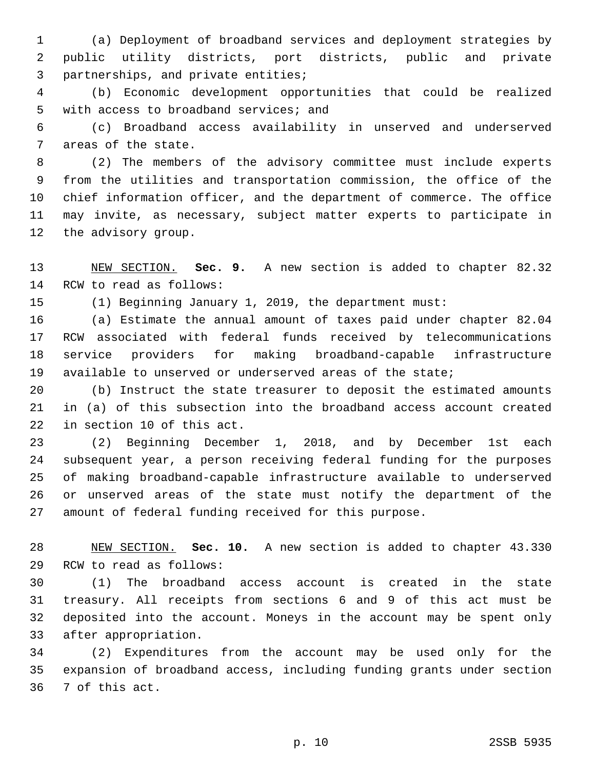(a) Deployment of broadband services and deployment strategies by public utility districts, port districts, public and private partnerships, and private entities;

(b) Economic development opportunities that could be realized with access to broadband services; and

(c) Broadband access availability in unserved and underserved areas of the state.

(2) The members of the advisory committee must include experts from the utilities and transportation commission, the office of the chief information officer, and the department of commerce. The office may invite, as necessary, subject matter experts to participate in the advisory group.

NEW SECTION. **Sec. 9.** A new section is added to chapter 82.32 RCW to read as follows:

(1) Beginning January 1, 2019, the department must:

(a) Estimate the annual amount of taxes paid under chapter 82.04 RCW associated with federal funds received by telecommunications service providers for making broadband-capable infrastructure available to unserved or underserved areas of the state;

(b) Instruct the state treasurer to deposit the estimated amounts in (a) of this subsection into the broadband access account created in section 10 of this act.

(2) Beginning December 1, 2018, and by December 1st each subsequent year, a person receiving federal funding for the purposes of making broadband-capable infrastructure available to underserved or unserved areas of the state must notify the department of the amount of federal funding received for this purpose.

NEW SECTION. **Sec. 10.** A new section is added to chapter 43.330 RCW to read as follows:

(1) The broadband access account is created in the state treasury. All receipts from sections 6 and 9 of this act must be deposited into the account. Moneys in the account may be spent only after appropriation.

(2) Expenditures from the account may be used only for the expansion of broadband access, including funding grants under section 7 of this act.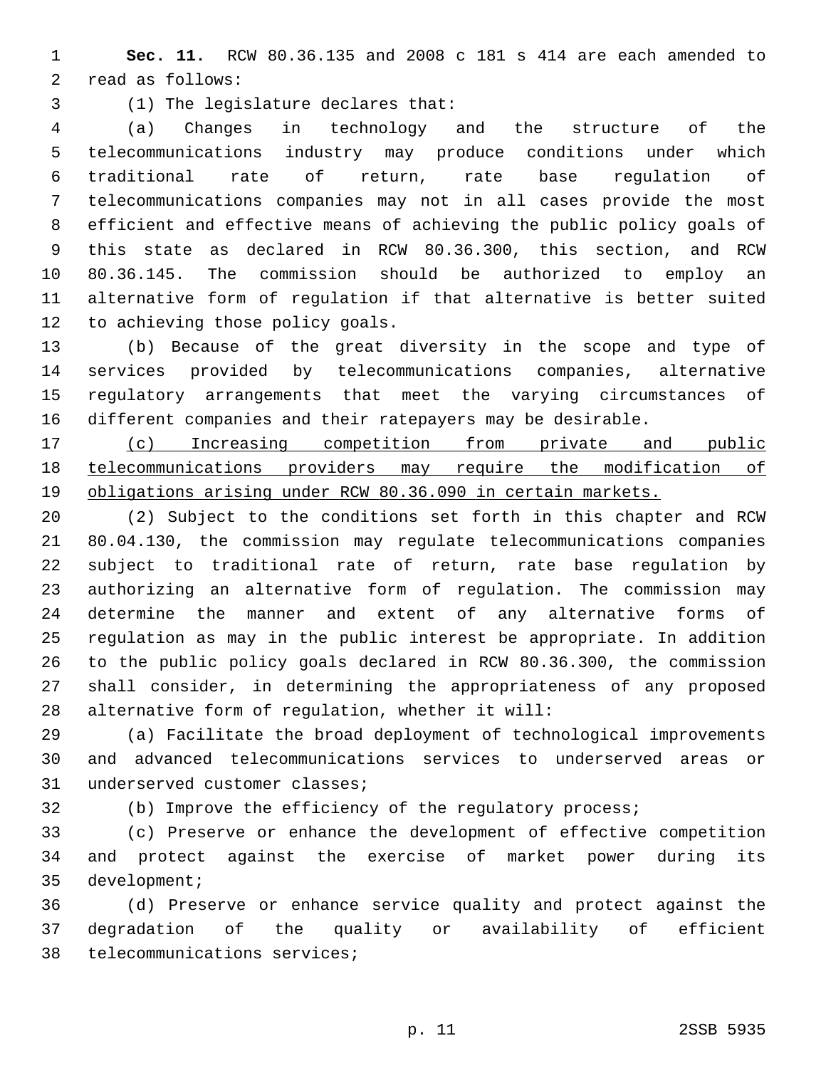**Sec. 11.** RCW 80.36.135 and 2008 c 181 s 414 are each amended to read as follows:

(1) The legislature declares that:

(a) Changes in technology and the structure of the telecommunications industry may produce conditions under which traditional rate of return, rate base regulation of telecommunications companies may not in all cases provide the most efficient and effective means of achieving the public policy goals of this state as declared in RCW 80.36.300, this section, and RCW 80.36.145. The commission should be authorized to employ an alternative form of regulation if that alternative is better suited to achieving those policy goals.

(b) Because of the great diversity in the scope and type of services provided by telecommunications companies, alternative regulatory arrangements that meet the varying circumstances of different companies and their ratepayers may be desirable.

<u>(c) Increasing competition from private and public telecommunications providers may require the modification of obligations arising under RCW 80.36.090 in certain markets.</u>

(2) Subject to the conditions set forth in this chapter and RCW 80.04.130, the commission may regulate telecommunications companies subject to traditional rate of return, rate base regulation by authorizing an alternative form of regulation. The commission may determine the manner and extent of any alternative forms of regulation as may in the public interest be appropriate. In addition to the public policy goals declared in RCW 80.36.300, the commission shall consider, in determining the appropriateness of any proposed alternative form of regulation, whether it will:

(a) Facilitate the broad deployment of technological improvements and advanced telecommunications services to underserved areas or underserved customer classes;

(b) Improve the efficiency of the regulatory process;

(c) Preserve or enhance the development of effective competition and protect against the exercise of market power during its development;

(d) Preserve or enhance service quality and protect against the degradation of the quality or availability of efficient telecommunications services;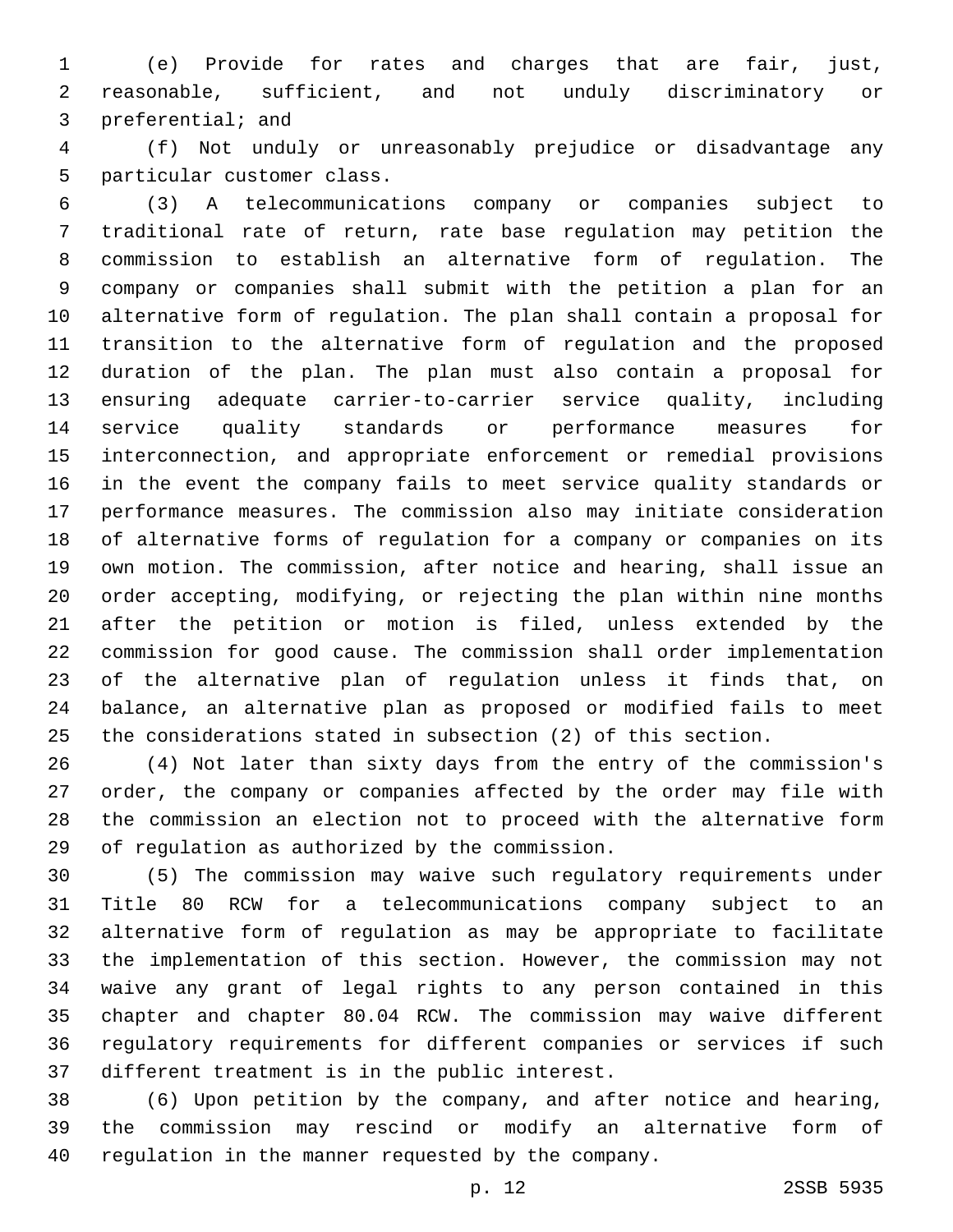(e) Provide for rates and charges that are fair, just, reasonable, sufficient, and not unduly discriminatory or preferential; and

(f) Not unduly or unreasonably prejudice or disadvantage any particular customer class.

(3) A telecommunications company or companies subject to traditional rate of return, rate base regulation may petition the commission to establish an alternative form of regulation. The company or companies shall submit with the petition a plan for an alternative form of regulation. The plan shall contain a proposal for transition to the alternative form of regulation and the proposed duration of the plan. The plan must also contain a proposal for ensuring adequate carrier-to-carrier service quality, including service quality standards or performance measures for interconnection, and appropriate enforcement or remedial provisions in the event the company fails to meet service quality standards or performance measures. The commission also may initiate consideration of alternative forms of regulation for a company or companies on its own motion. The commission, after notice and hearing, shall issue an order accepting, modifying, or rejecting the plan within nine months after the petition or motion is filed, unless extended by the commission for good cause. The commission shall order implementation of the alternative plan of regulation unless it finds that, on balance, an alternative plan as proposed or modified fails to meet the considerations stated in subsection (2) of this section.

(4) Not later than sixty days from the entry of the commission's order, the company or companies affected by the order may file with the commission an election not to proceed with the alternative form of regulation as authorized by the commission.

(5) The commission may waive such regulatory requirements under Title 80 RCW for a telecommunications company subject to an alternative form of regulation as may be appropriate to facilitate the implementation of this section. However, the commission may not waive any grant of legal rights to any person contained in this chapter and chapter 80.04 RCW. The commission may waive different regulatory requirements for different companies or services if such different treatment is in the public interest.

(6) Upon petition by the company, and after notice and hearing, the commission may rescind or modify an alternative form of regulation in the manner requested by the company.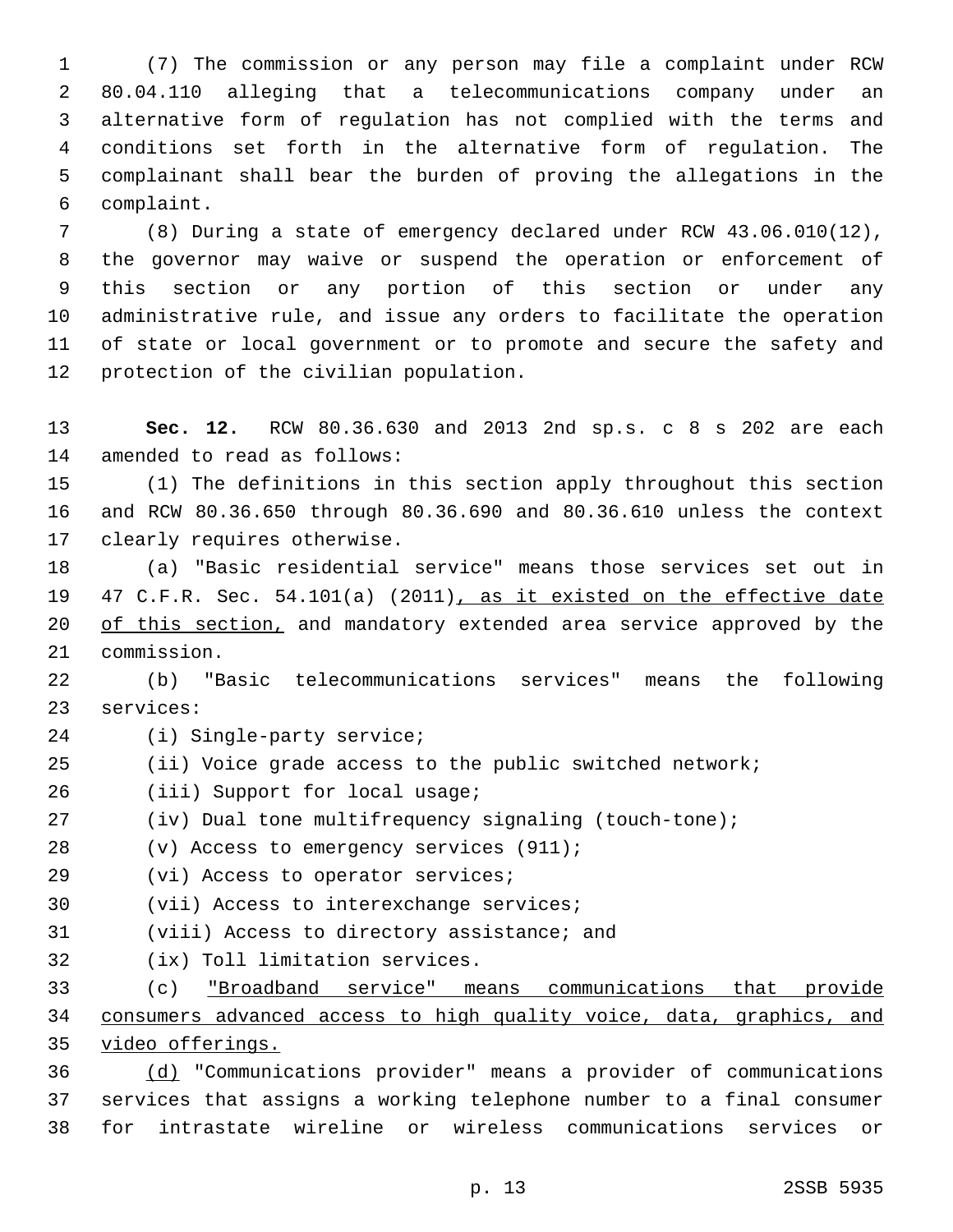(7) The commission or any person may file a complaint under RCW 80.04.110 alleging that a telecommunications company under an alternative form of regulation has not complied with the terms and conditions set forth in the alternative form of regulation. The complainant shall bear the burden of proving the allegations in the complaint.

(8) During a state of emergency declared under RCW 43.06.010(12), the governor may waive or suspend the operation or enforcement of this section or any portion of this section or under any administrative rule, and issue any orders to facilitate the operation of state or local government or to promote and secure the safety and protection of the civilian population.

**Sec. 12.** RCW 80.36.630 and 2013 2nd sp.s. c 8 s 202 are each amended to read as follows:

(1) The definitions in this section apply throughout this section and RCW 80.36.650 through 80.36.690 and 80.36.610 unless the context clearly requires otherwise.

(a) "Basic residential service" means those services set out in 47 C.F.R. Sec. 54.101(a) (2011)<u>, as it existed on the effective date of this section,</u> and mandatory extended area service approved by the commission.

(b) "Basic telecommunications services" means the following services:

(i) Single-party service;

(ii) Voice grade access to the public switched network;

(iii) Support for local usage;

(iv) Dual tone multifrequency signaling (touch-tone);

(v) Access to emergency services (911);

(vi) Access to operator services;

(vii) Access to interexchange services;

(viii) Access to directory assistance; and

(ix) Toll limitation services.

(c) <u>"Broadband service" means communications that provide consumers advanced access to high quality voice, data, graphics, and video offerings.</u>

<u>(d)</u> "Communications provider" means a provider of communications services that assigns a working telephone number to a final consumer for intrastate wireline or wireless communications services or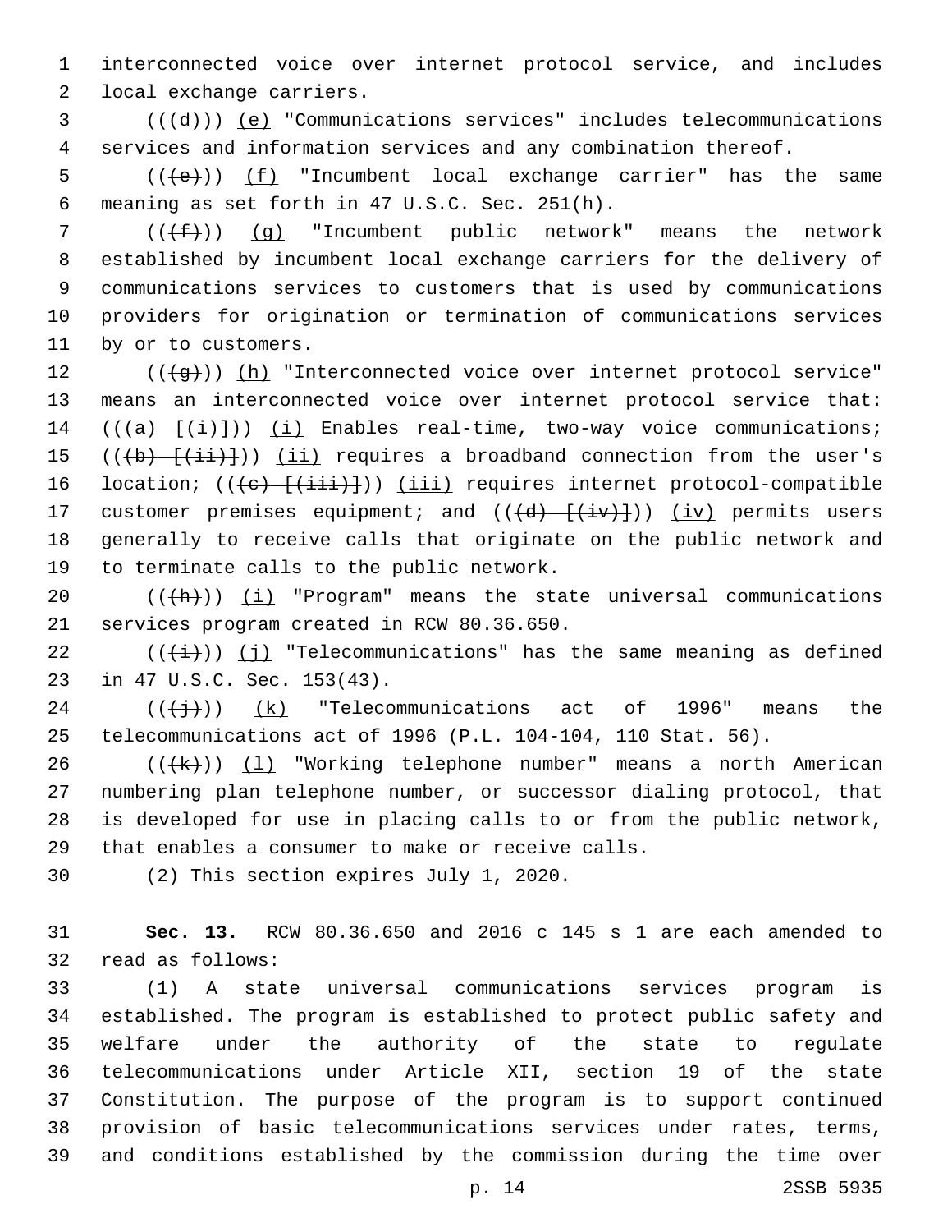interconnected voice over internet protocol service, and includes local exchange carriers.

((~~(d)~~)) (e) "Communications services" includes telecommunications services and information services and any combination thereof.

((~~(e)~~)) (f) "Incumbent local exchange carrier" has the same meaning as set forth in 47 U.S.C. Sec. 251(h).

((~~(f)~~)) (g) "Incumbent public network" means the network established by incumbent local exchange carriers for the delivery of communications services to customers that is used by communications providers for origination or termination of communications services by or to customers.

((~~(g)~~)) (h) "Interconnected voice over internet protocol service" means an interconnected voice over internet protocol service that: ((~~(a) [(i)]~~)) (i) Enables real-time, two-way voice communications; ((~~(b) [(ii)]~~)) (ii) requires a broadband connection from the user's location; ((~~(c) [(iii)]~~)) (iii) requires internet protocol-compatible customer premises equipment; and ((~~(d) [(iv)]~~)) (iv) permits users generally to receive calls that originate on the public network and to terminate calls to the public network.

((~~(h)~~)) (i) "Program" means the state universal communications services program created in RCW 80.36.650.

((~~(i)~~)) (j) "Telecommunications" has the same meaning as defined in 47 U.S.C. Sec. 153(43).

((~~(j)~~)) (k) "Telecommunications act of 1996" means the telecommunications act of 1996 (P.L. 104-104, 110 Stat. 56).

((~~(k)~~)) (l) "Working telephone number" means a north American numbering plan telephone number, or successor dialing protocol, that is developed for use in placing calls to or from the public network, that enables a consumer to make or receive calls.

(2) This section expires July 1, 2020.

**Sec. 13.** RCW 80.36.650 and 2016 c 145 s 1 are each amended to read as follows:

(1) A state universal communications services program is established. The program is established to protect public safety and welfare under the authority of the state to regulate telecommunications under Article XII, section 19 of the state Constitution. The purpose of the program is to support continued provision of basic telecommunications services under rates, terms, and conditions established by the commission during the time over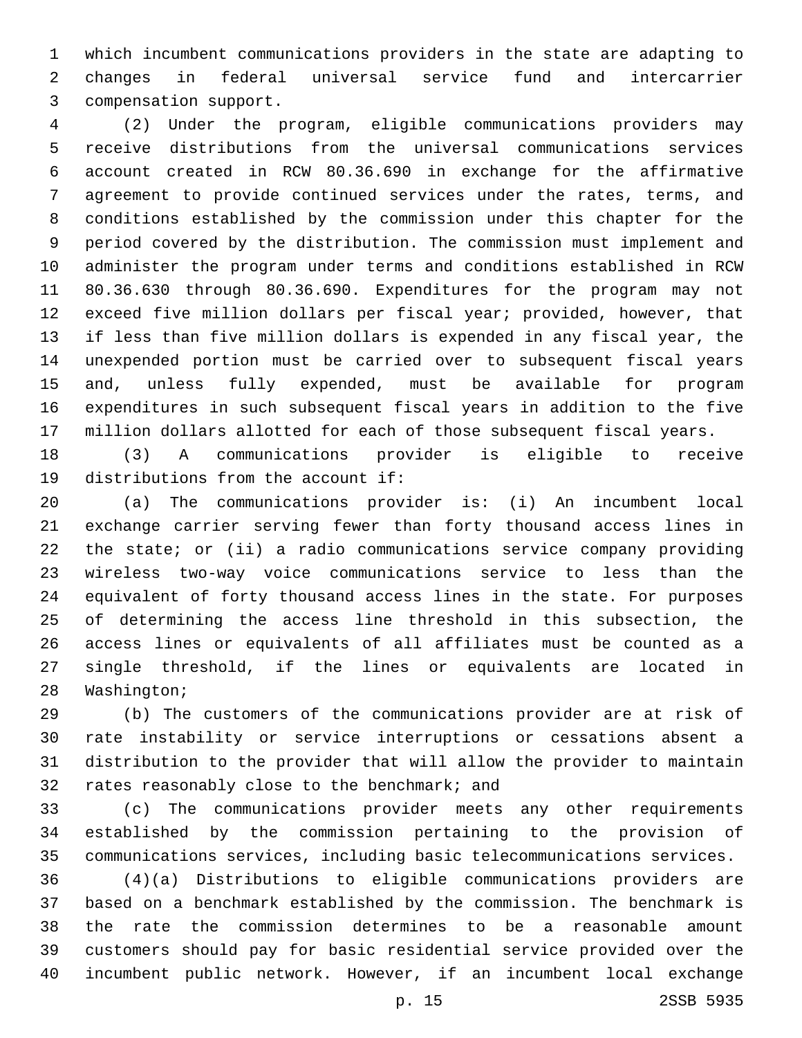which incumbent communications providers in the state are adapting to changes in federal universal service fund and intercarrier compensation support.

(2) Under the program, eligible communications providers may receive distributions from the universal communications services account created in RCW 80.36.690 in exchange for the affirmative agreement to provide continued services under the rates, terms, and conditions established by the commission under this chapter for the period covered by the distribution. The commission must implement and administer the program under terms and conditions established in RCW 80.36.630 through 80.36.690. Expenditures for the program may not exceed five million dollars per fiscal year; provided, however, that if less than five million dollars is expended in any fiscal year, the unexpended portion must be carried over to subsequent fiscal years and, unless fully expended, must be available for program expenditures in such subsequent fiscal years in addition to the five million dollars allotted for each of those subsequent fiscal years.

(3) A communications provider is eligible to receive distributions from the account if:

(a) The communications provider is: (i) An incumbent local exchange carrier serving fewer than forty thousand access lines in the state; or (ii) a radio communications service company providing wireless two-way voice communications service to less than the equivalent of forty thousand access lines in the state. For purposes of determining the access line threshold in this subsection, the access lines or equivalents of all affiliates must be counted as a single threshold, if the lines or equivalents are located in Washington;

(b) The customers of the communications provider are at risk of rate instability or service interruptions or cessations absent a distribution to the provider that will allow the provider to maintain rates reasonably close to the benchmark; and

(c) The communications provider meets any other requirements established by the commission pertaining to the provision of communications services, including basic telecommunications services.

(4)(a) Distributions to eligible communications providers are based on a benchmark established by the commission. The benchmark is the rate the commission determines to be a reasonable amount customers should pay for basic residential service provided over the incumbent public network. However, if an incumbent local exchange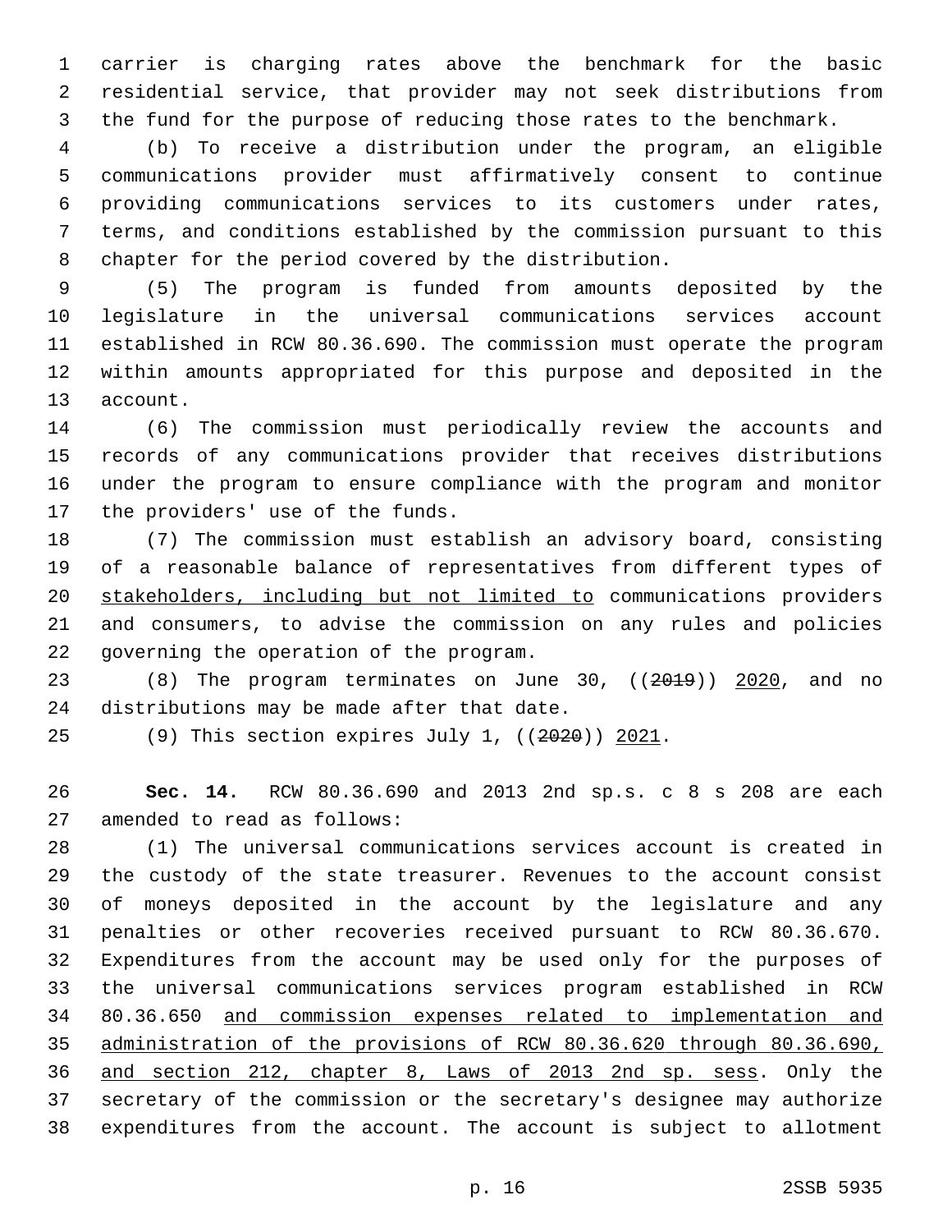carrier is charging rates above the benchmark for the basic residential service, that provider may not seek distributions from the fund for the purpose of reducing those rates to the benchmark.

(b) To receive a distribution under the program, an eligible communications provider must affirmatively consent to continue providing communications services to its customers under rates, terms, and conditions established by the commission pursuant to this chapter for the period covered by the distribution.

(5) The program is funded from amounts deposited by the legislature in the universal communications services account established in RCW 80.36.690. The commission must operate the program within amounts appropriated for this purpose and deposited in the account.

(6) The commission must periodically review the accounts and records of any communications provider that receives distributions under the program to ensure compliance with the program and monitor the providers' use of the funds.

(7) The commission must establish an advisory board, consisting of a reasonable balance of representatives from different types of <u>stakeholders, including but not limited to</u> communications providers and consumers, to advise the commission on any rules and policies governing the operation of the program.

(8) The program terminates on June 30, ((~~2019~~)) <u>2020</u>, and no distributions may be made after that date.

(9) This section expires July 1, ((~~2020~~)) <u>2021</u>.

**Sec. 14.** RCW 80.36.690 and 2013 2nd sp.s. c 8 s 208 are each amended to read as follows:

(1) The universal communications services account is created in the custody of the state treasurer. Revenues to the account consist of moneys deposited in the account by the legislature and any penalties or other recoveries received pursuant to RCW 80.36.670. Expenditures from the account may be used only for the purposes of the universal communications services program established in RCW 80.36.650 <u>and commission expenses related to implementation and administration of the provisions of RCW 80.36.620 through 80.36.690, and section 212, chapter 8, Laws of 2013 2nd sp. sess</u>. Only the secretary of the commission or the secretary's designee may authorize expenditures from the account. The account is subject to allotment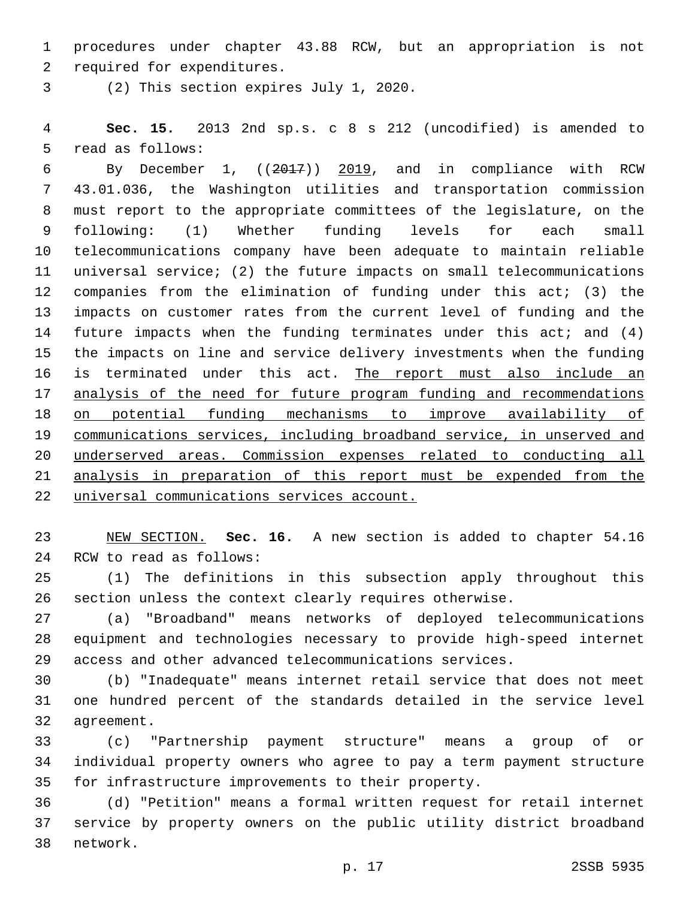procedures under chapter 43.88 RCW, but an appropriation is not required for expenditures.

(2) This section expires July 1, 2020.

**Sec. 15.** 2013 2nd sp.s. c 8 s 212 (uncodified) is amended to read as follows:

By December 1, ((~~2017~~)) <u>2019</u>, and in compliance with RCW 43.01.036, the Washington utilities and transportation commission must report to the appropriate committees of the legislature, on the following: (1) Whether funding levels for each small telecommunications company have been adequate to maintain reliable universal service; (2) the future impacts on small telecommunications companies from the elimination of funding under this act; (3) the impacts on customer rates from the current level of funding and the future impacts when the funding terminates under this act; and (4) the impacts on line and service delivery investments when the funding is terminated under this act. <u>The report must also include an analysis of the need for future program funding and recommendations on potential funding mechanisms to improve availability of communications services, including broadband service, in unserved and underserved areas. Commission expenses related to conducting all analysis in preparation of this report must be expended from the universal communications services account.</u>

<u>NEW SECTION.</u> **Sec. 16.** A new section is added to chapter 54.16 RCW to read as follows:

(1) The definitions in this subsection apply throughout this section unless the context clearly requires otherwise.

(a) "Broadband" means networks of deployed telecommunications equipment and technologies necessary to provide high-speed internet access and other advanced telecommunications services.

(b) "Inadequate" means internet retail service that does not meet one hundred percent of the standards detailed in the service level agreement.

(c) "Partnership payment structure" means a group of or individual property owners who agree to pay a term payment structure for infrastructure improvements to their property.

(d) "Petition" means a formal written request for retail internet service by property owners on the public utility district broadband network.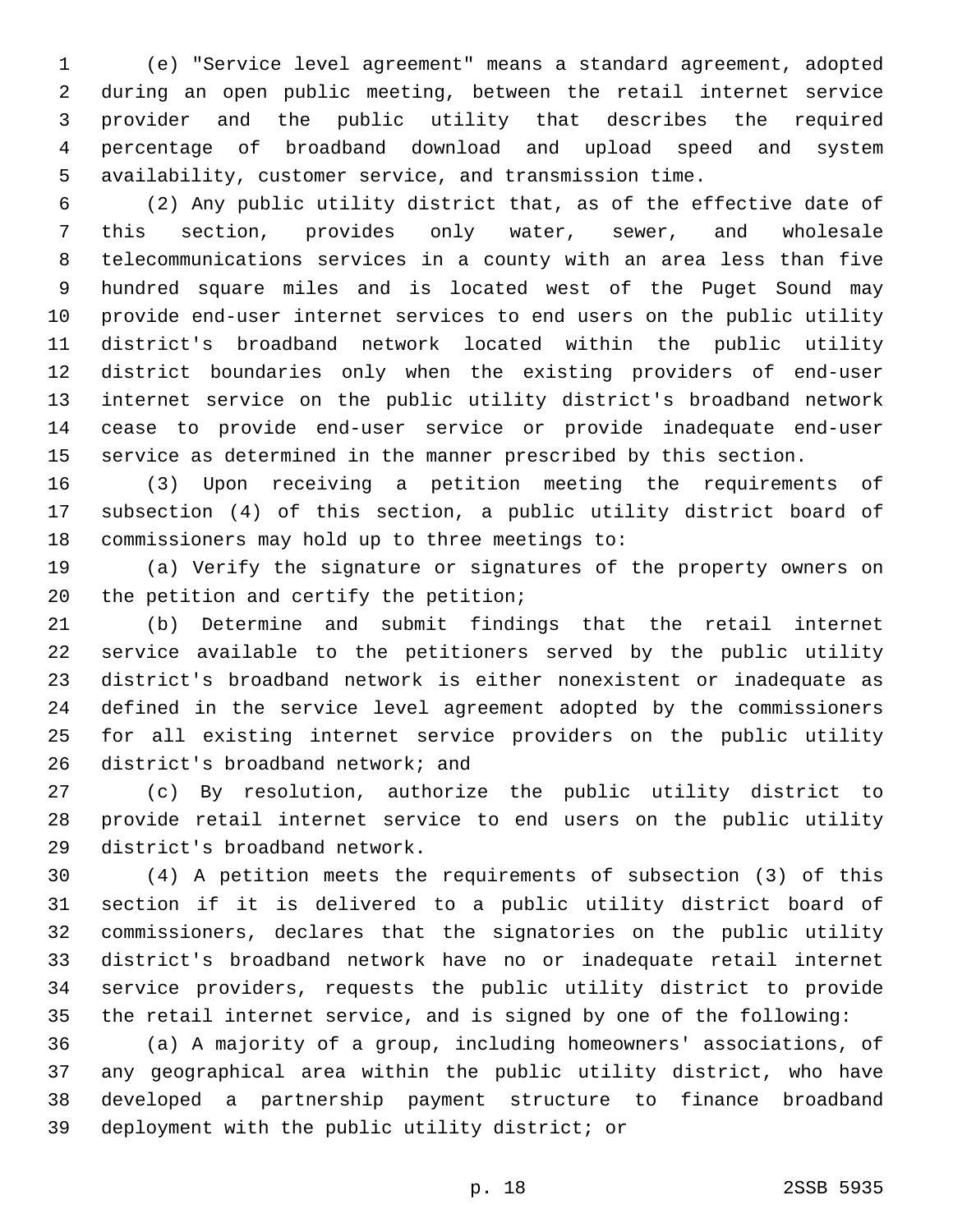(e) "Service level agreement" means a standard agreement, adopted during an open public meeting, between the retail internet service provider and the public utility that describes the required percentage of broadband download and upload speed and system availability, customer service, and transmission time.

(2) Any public utility district that, as of the effective date of this section, provides only water, sewer, and wholesale telecommunications services in a county with an area less than five hundred square miles and is located west of the Puget Sound may provide end-user internet services to end users on the public utility district's broadband network located within the public utility district boundaries only when the existing providers of end-user internet service on the public utility district's broadband network cease to provide end-user service or provide inadequate end-user service as determined in the manner prescribed by this section.

(3) Upon receiving a petition meeting the requirements of subsection (4) of this section, a public utility district board of commissioners may hold up to three meetings to:

(a) Verify the signature or signatures of the property owners on the petition and certify the petition;

(b) Determine and submit findings that the retail internet service available to the petitioners served by the public utility district's broadband network is either nonexistent or inadequate as defined in the service level agreement adopted by the commissioners for all existing internet service providers on the public utility district's broadband network; and

(c) By resolution, authorize the public utility district to provide retail internet service to end users on the public utility district's broadband network.

(4) A petition meets the requirements of subsection (3) of this section if it is delivered to a public utility district board of commissioners, declares that the signatories on the public utility district's broadband network have no or inadequate retail internet service providers, requests the public utility district to provide the retail internet service, and is signed by one of the following:

(a) A majority of a group, including homeowners' associations, of any geographical area within the public utility district, who have developed a partnership payment structure to finance broadband deployment with the public utility district; or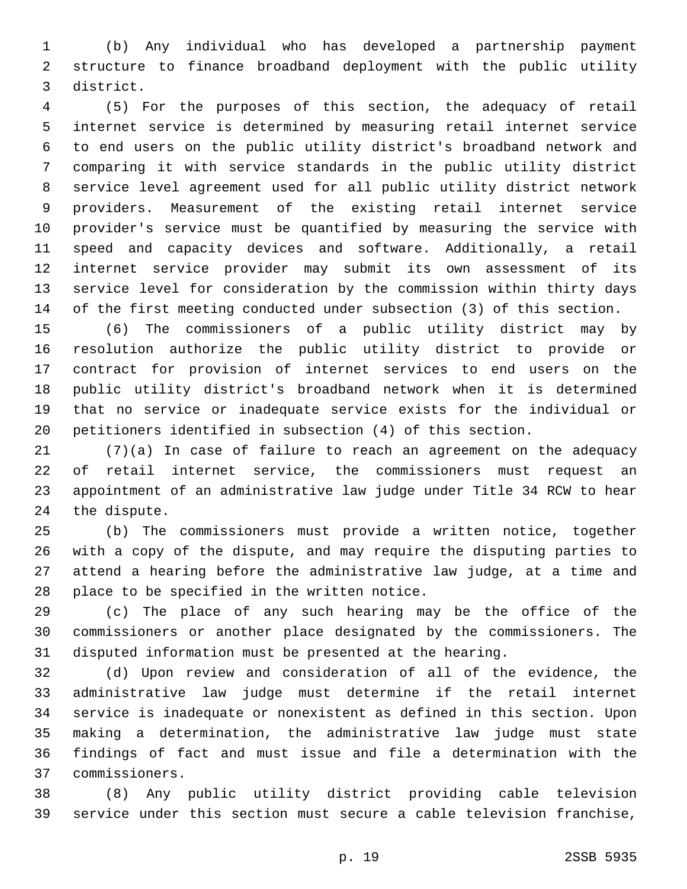(b) Any individual who has developed a partnership payment structure to finance broadband deployment with the public utility district.

(5) For the purposes of this section, the adequacy of retail internet service is determined by measuring retail internet service to end users on the public utility district's broadband network and comparing it with service standards in the public utility district service level agreement used for all public utility district network providers. Measurement of the existing retail internet service provider's service must be quantified by measuring the service with speed and capacity devices and software. Additionally, a retail internet service provider may submit its own assessment of its service level for consideration by the commission within thirty days of the first meeting conducted under subsection (3) of this section.

(6) The commissioners of a public utility district may by resolution authorize the public utility district to provide or contract for provision of internet services to end users on the public utility district's broadband network when it is determined that no service or inadequate service exists for the individual or petitioners identified in subsection (4) of this section.

(7)(a) In case of failure to reach an agreement on the adequacy of retail internet service, the commissioners must request an appointment of an administrative law judge under Title 34 RCW to hear the dispute.

(b) The commissioners must provide a written notice, together with a copy of the dispute, and may require the disputing parties to attend a hearing before the administrative law judge, at a time and place to be specified in the written notice.

(c) The place of any such hearing may be the office of the commissioners or another place designated by the commissioners. The disputed information must be presented at the hearing.

(d) Upon review and consideration of all of the evidence, the administrative law judge must determine if the retail internet service is inadequate or nonexistent as defined in this section. Upon making a determination, the administrative law judge must state findings of fact and must issue and file a determination with the commissioners.

(8) Any public utility district providing cable television service under this section must secure a cable television franchise,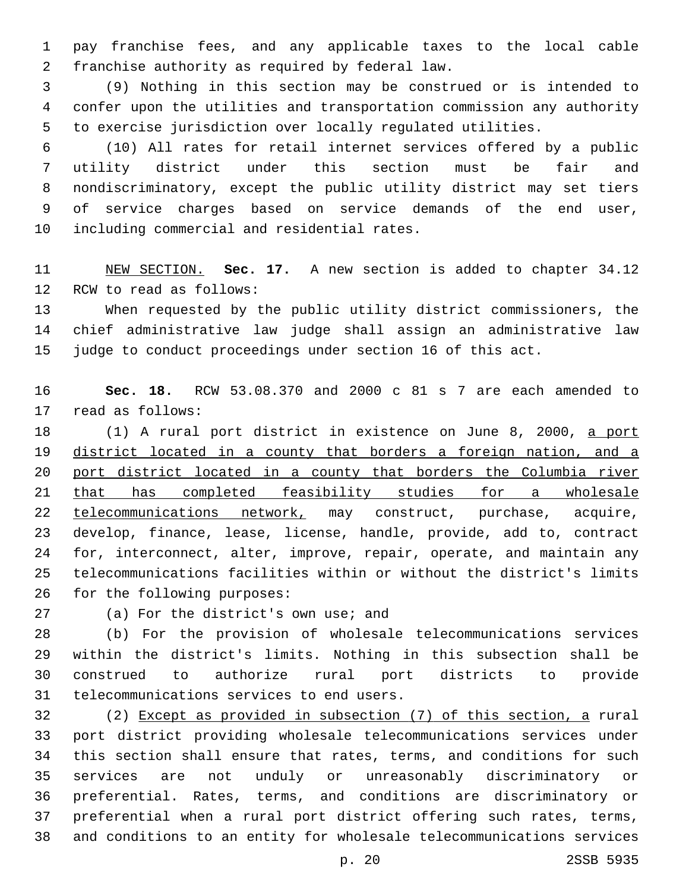pay franchise fees, and any applicable taxes to the local cable franchise authority as required by federal law.

(9) Nothing in this section may be construed or is intended to confer upon the utilities and transportation commission any authority to exercise jurisdiction over locally regulated utilities.

(10) All rates for retail internet services offered by a public utility district under this section must be fair and nondiscriminatory, except the public utility district may set tiers of service charges based on service demands of the end user, including commercial and residential rates.

<u>NEW SECTION.</u> **Sec. 17.** A new section is added to chapter 34.12 RCW to read as follows:

When requested by the public utility district commissioners, the chief administrative law judge shall assign an administrative law judge to conduct proceedings under section 16 of this act.

**Sec. 18.** RCW 53.08.370 and 2000 c 81 s 7 are each amended to read as follows:

(1) A rural port district in existence on June 8, 2000, <u>a port district located in a county that borders a foreign nation, and a port district located in a county that borders the Columbia river that has completed feasibility studies for a wholesale telecommunications network,</u> may construct, purchase, acquire, develop, finance, lease, license, handle, provide, add to, contract for, interconnect, alter, improve, repair, operate, and maintain any telecommunications facilities within or without the district's limits for the following purposes:

(a) For the district's own use; and

(b) For the provision of wholesale telecommunications services within the district's limits. Nothing in this subsection shall be construed to authorize rural port districts to provide telecommunications services to end users.

(2) <u>Except as provided in subsection (7) of this section, a</u> rural port district providing wholesale telecommunications services under this section shall ensure that rates, terms, and conditions for such services are not unduly or unreasonably discriminatory or preferential. Rates, terms, and conditions are discriminatory or preferential when a rural port district offering such rates, terms, and conditions to an entity for wholesale telecommunications services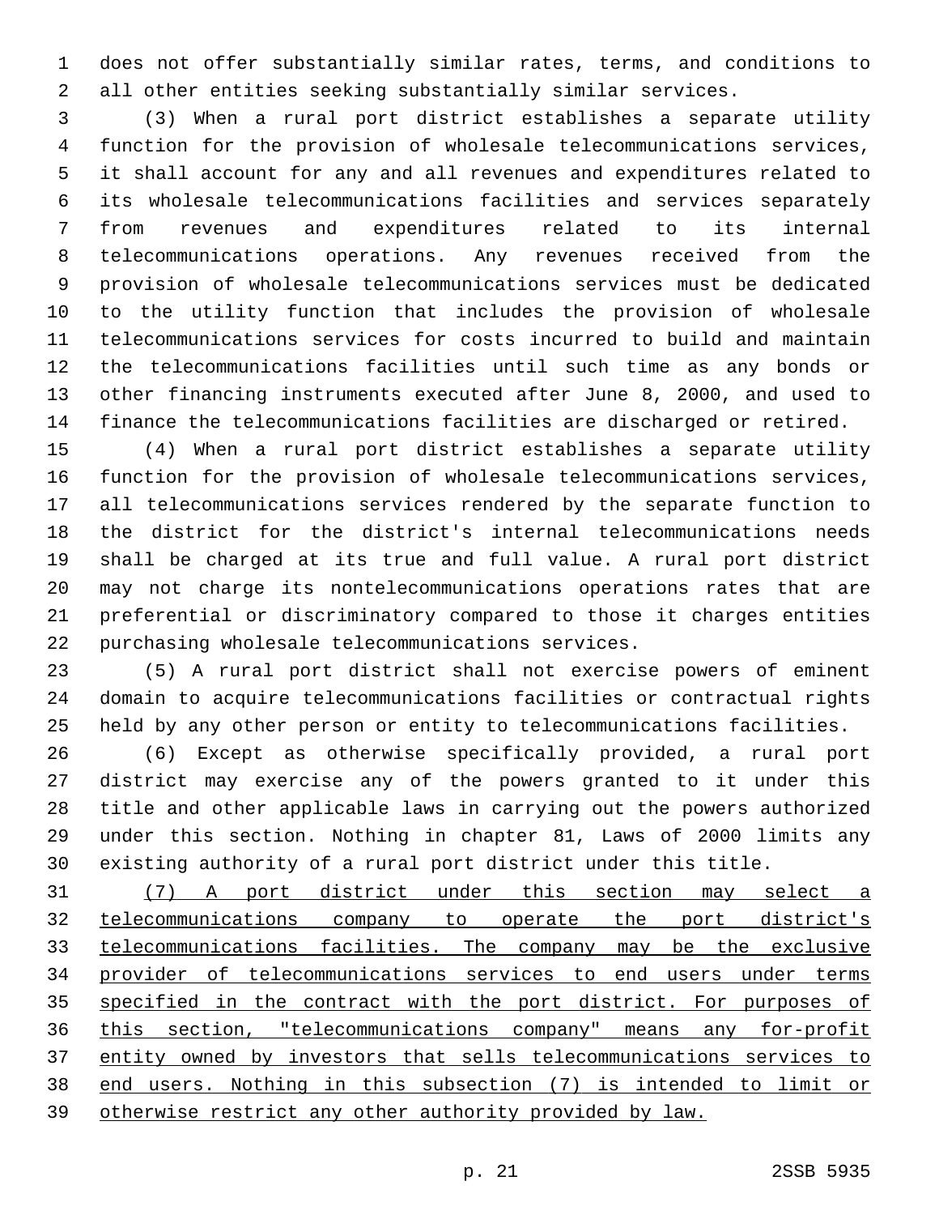does not offer substantially similar rates, terms, and conditions to all other entities seeking substantially similar services.

(3) When a rural port district establishes a separate utility function for the provision of wholesale telecommunications services, it shall account for any and all revenues and expenditures related to its wholesale telecommunications facilities and services separately from revenues and expenditures related to its internal telecommunications operations. Any revenues received from the provision of wholesale telecommunications services must be dedicated to the utility function that includes the provision of wholesale telecommunications services for costs incurred to build and maintain the telecommunications facilities until such time as any bonds or other financing instruments executed after June 8, 2000, and used to finance the telecommunications facilities are discharged or retired.

(4) When a rural port district establishes a separate utility function for the provision of wholesale telecommunications services, all telecommunications services rendered by the separate function to the district for the district's internal telecommunications needs shall be charged at its true and full value. A rural port district may not charge its nontelecommunications operations rates that are preferential or discriminatory compared to those it charges entities purchasing wholesale telecommunications services.

(5) A rural port district shall not exercise powers of eminent domain to acquire telecommunications facilities or contractual rights held by any other person or entity to telecommunications facilities.

(6) Except as otherwise specifically provided, a rural port district may exercise any of the powers granted to it under this title and other applicable laws in carrying out the powers authorized under this section. Nothing in chapter 81, Laws of 2000 limits any existing authority of a rural port district under this title.

<u>(7) A port district under this section may select a telecommunications company to operate the port district's telecommunications facilities. The company may be the exclusive provider of telecommunications services to end users under terms specified in the contract with the port district. For purposes of this section, "telecommunications company" means any for-profit entity owned by investors that sells telecommunications services to end users. Nothing in this subsection (7) is intended to limit or otherwise restrict any other authority provided by law.</u>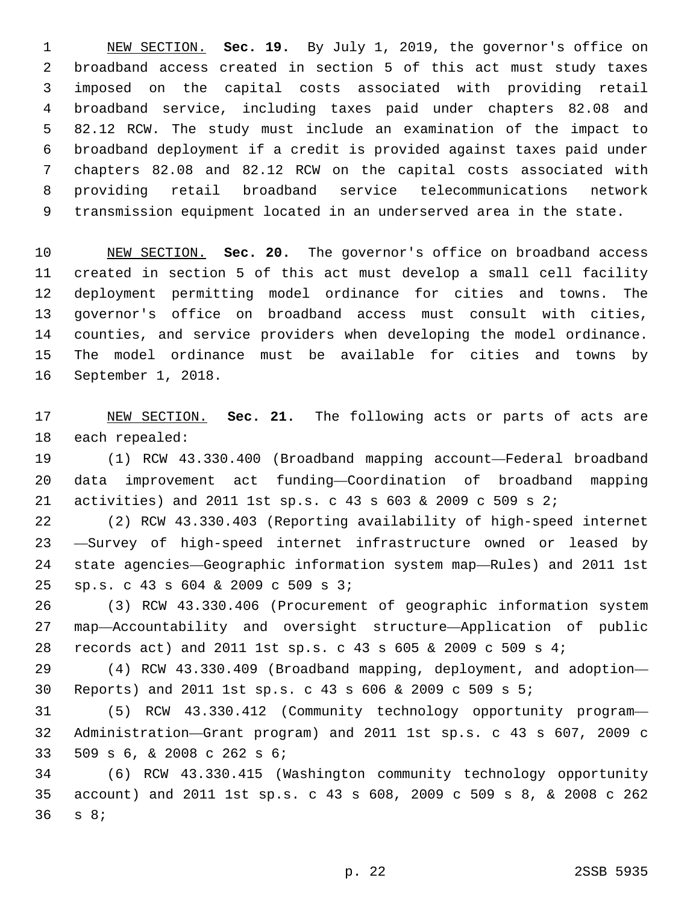NEW SECTION. **Sec. 19.** By July 1, 2019, the governor's office on broadband access created in section 5 of this act must study taxes imposed on the capital costs associated with providing retail broadband service, including taxes paid under chapters 82.08 and 82.12 RCW. The study must include an examination of the impact to broadband deployment if a credit is provided against taxes paid under chapters 82.08 and 82.12 RCW on the capital costs associated with providing retail broadband service telecommunications network transmission equipment located in an underserved area in the state.

NEW SECTION. **Sec. 20.** The governor's office on broadband access created in section 5 of this act must develop a small cell facility deployment permitting model ordinance for cities and towns. The governor's office on broadband access must consult with cities, counties, and service providers when developing the model ordinance. The model ordinance must be available for cities and towns by September 1, 2018.

NEW SECTION. **Sec. 21.** The following acts or parts of acts are each repealed:

(1) RCW 43.330.400 (Broadband mapping account—Federal broadband data improvement act funding—Coordination of broadband mapping activities) and 2011 1st sp.s. c 43 s 603 & 2009 c 509 s 2;

(2) RCW 43.330.403 (Reporting availability of high-speed internet—Survey of high-speed internet infrastructure owned or leased by state agencies—Geographic information system map—Rules) and 2011 1st sp.s. c 43 s 604 & 2009 c 509 s 3;

(3) RCW 43.330.406 (Procurement of geographic information system map—Accountability and oversight structure—Application of public records act) and 2011 1st sp.s. c 43 s 605 & 2009 c 509 s 4;

(4) RCW 43.330.409 (Broadband mapping, deployment, and adoption—Reports) and 2011 1st sp.s. c 43 s 606 & 2009 c 509 s 5;

(5) RCW 43.330.412 (Community technology opportunity program—Administration—Grant program) and 2011 1st sp.s. c 43 s 607, 2009 c 509 s 6, & 2008 c 262 s 6;

(6) RCW 43.330.415 (Washington community technology opportunity account) and 2011 1st sp.s. c 43 s 608, 2009 c 509 s 8, & 2008 c 262 s 8;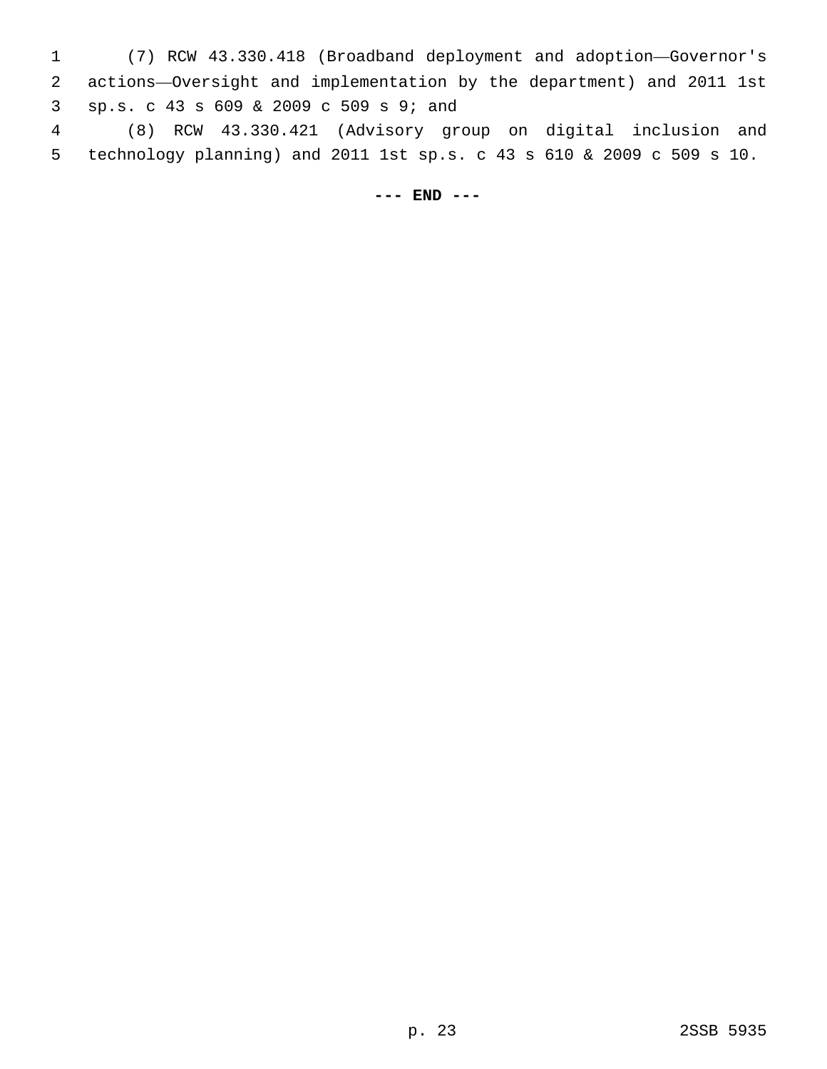(7) RCW 43.330.418 (Broadband deployment and adoption—Governor's actions—Oversight and implementation by the department) and 2011 1st sp.s. c 43 s 609 & 2009 c 509 s 9; and

(8) RCW 43.330.421 (Advisory group on digital inclusion and technology planning) and 2011 1st sp.s. c 43 s 610 & 2009 c 509 s 10.

**--- END ---**